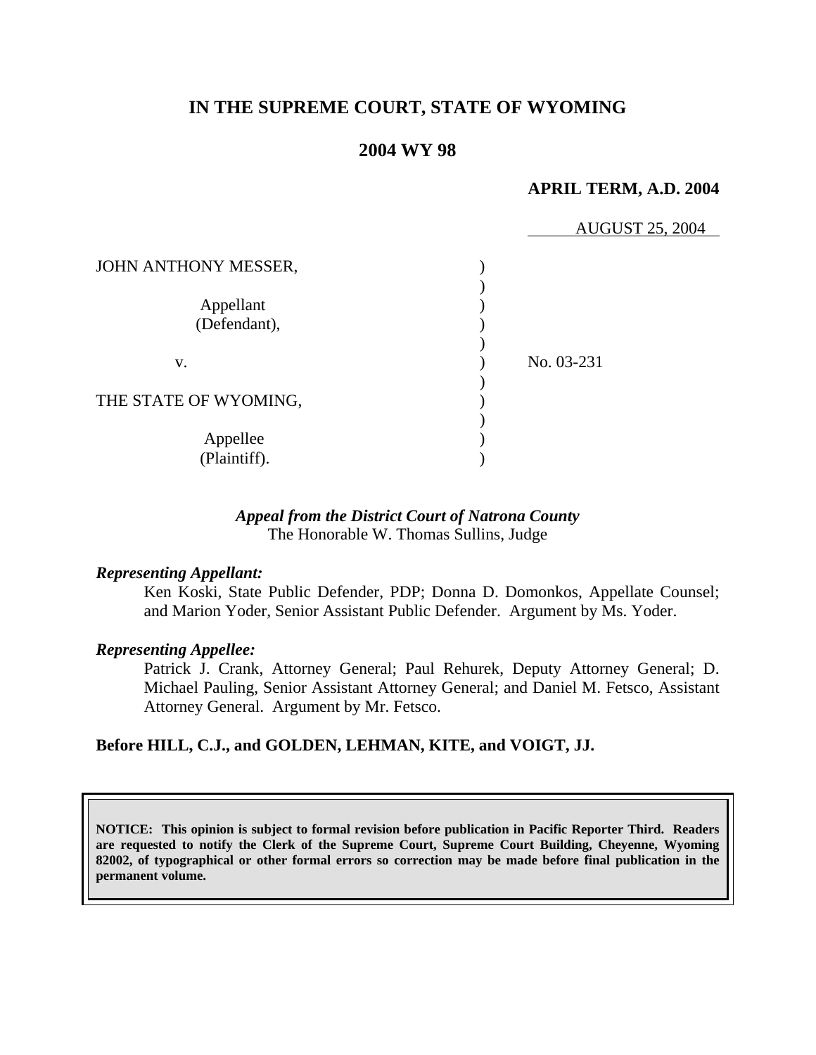# IN THE SUPREME COURT, STATE OF WYOMING

## 2004 WY 98

**APRIL TERM, A.D. 2004**

AUGUST 25, 2004

| | | |
|---|---|---|
| JOHN ANTHONY MESSER, | ) | |
| Appellant (Defendant), | ) | |
| v. | ) | No. 03-231 |
| THE STATE OF WYOMING, | ) | |
| Appellee (Plaintiff). | ) | |

*Appeal from the District Court of Natrona County*
The Honorable W. Thomas Sullins, Judge

*Representing Appellant:*

Ken Koski, State Public Defender, PDP; Donna D. Domonkos, Appellate Counsel; and Marion Yoder, Senior Assistant Public Defender. Argument by Ms. Yoder.

*Representing Appellee:*

Patrick J. Crank, Attorney General; Paul Rehurek, Deputy Attorney General; D. Michael Pauling, Senior Assistant Attorney General; and Daniel M. Fetsco, Assistant Attorney General. Argument by Mr. Fetsco.

**Before HILL, C.J., and GOLDEN, LEHMAN, KITE, and VOIGT, JJ.**

**NOTICE: This opinion is subject to formal revision before publication in Pacific Reporter Third. Readers are requested to notify the Clerk of the Supreme Court, Supreme Court Building, Cheyenne, Wyoming 82002, of typographical or other formal errors so correction may be made before final publication in the permanent volume.**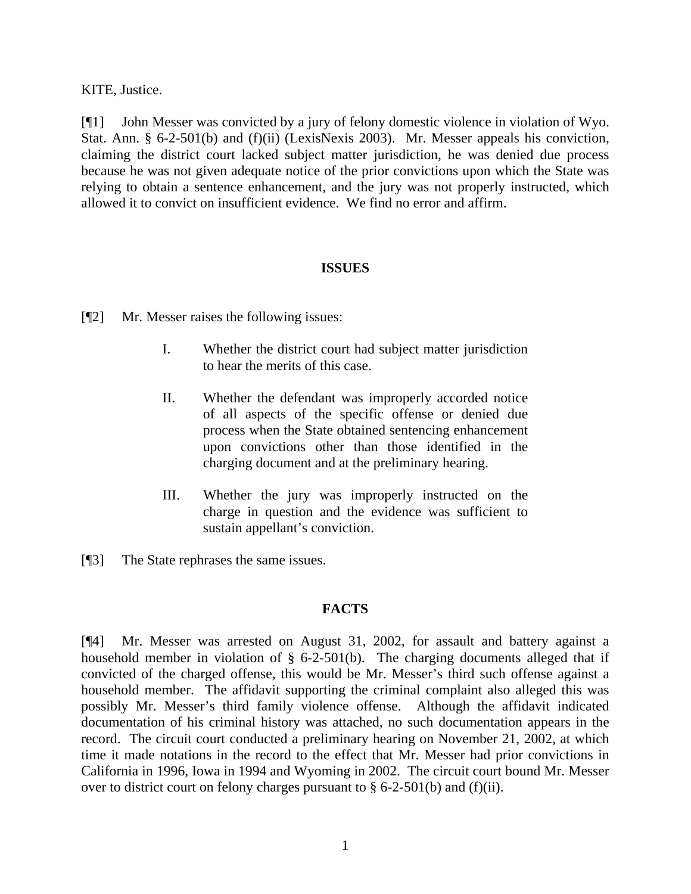KITE, Justice.

[¶1] John Messer was convicted by a jury of felony domestic violence in violation of Wyo. Stat. Ann. § 6-2-501(b) and (f)(ii) (LexisNexis 2003). Mr. Messer appeals his conviction, claiming the district court lacked subject matter jurisdiction, he was denied due process because he was not given adequate notice of the prior convictions upon which the State was relying to obtain a sentence enhancement, and the jury was not properly instructed, which allowed it to convict on insufficient evidence. We find no error and affirm.

## ISSUES

[¶2] Mr. Messer raises the following issues:

> I. Whether the district court had subject matter jurisdiction to hear the merits of this case.
>
> II. Whether the defendant was improperly accorded notice of all aspects of the specific offense or denied due process when the State obtained sentencing enhancement upon convictions other than those identified in the charging document and at the preliminary hearing.
>
> III. Whether the jury was improperly instructed on the charge in question and the evidence was sufficient to sustain appellant's conviction.

[¶3] The State rephrases the same issues.

## FACTS

[¶4] Mr. Messer was arrested on August 31, 2002, for assault and battery against a household member in violation of § 6-2-501(b). The charging documents alleged that if convicted of the charged offense, this would be Mr. Messer's third such offense against a household member. The affidavit supporting the criminal complaint also alleged this was possibly Mr. Messer's third family violence offense. Although the affidavit indicated documentation of his criminal history was attached, no such documentation appears in the record. The circuit court conducted a preliminary hearing on November 21, 2002, at which time it made notations in the record to the effect that Mr. Messer had prior convictions in California in 1996, Iowa in 1994 and Wyoming in 2002. The circuit court bound Mr. Messer over to district court on felony charges pursuant to § 6-2-501(b) and (f)(ii).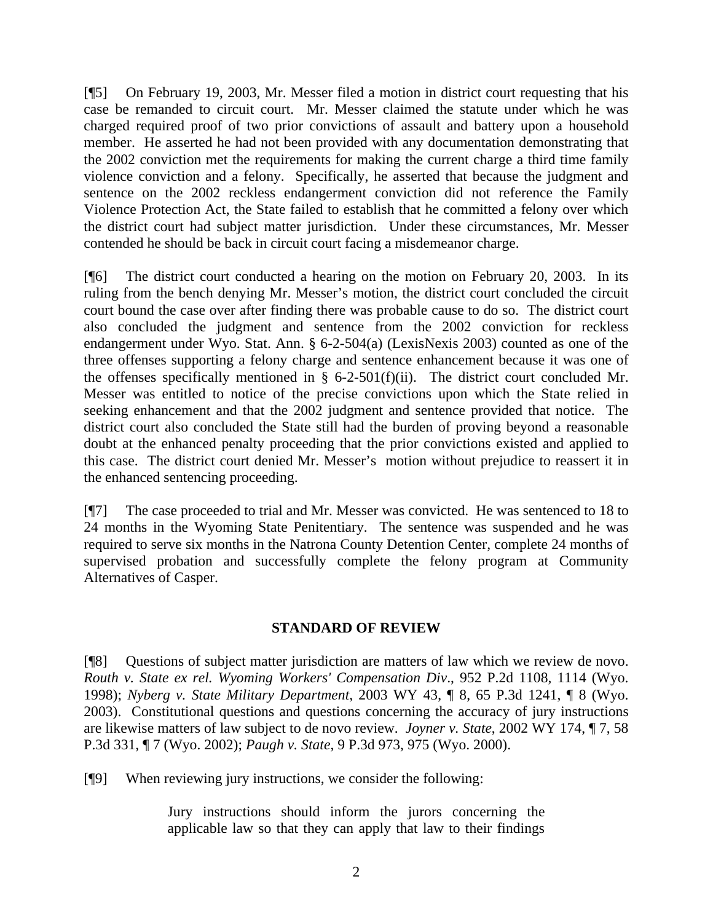[¶5] On February 19, 2003, Mr. Messer filed a motion in district court requesting that his case be remanded to circuit court. Mr. Messer claimed the statute under which he was charged required proof of two prior convictions of assault and battery upon a household member. He asserted he had not been provided with any documentation demonstrating that the 2002 conviction met the requirements for making the current charge a third time family violence conviction and a felony. Specifically, he asserted that because the judgment and sentence on the 2002 reckless endangerment conviction did not reference the Family Violence Protection Act, the State failed to establish that he committed a felony over which the district court had subject matter jurisdiction. Under these circumstances, Mr. Messer contended he should be back in circuit court facing a misdemeanor charge.

[¶6] The district court conducted a hearing on the motion on February 20, 2003. In its ruling from the bench denying Mr. Messer's motion, the district court concluded the circuit court bound the case over after finding there was probable cause to do so. The district court also concluded the judgment and sentence from the 2002 conviction for reckless endangerment under Wyo. Stat. Ann. § 6-2-504(a) (LexisNexis 2003) counted as one of the three offenses supporting a felony charge and sentence enhancement because it was one of the offenses specifically mentioned in § 6-2-501(f)(ii). The district court concluded Mr. Messer was entitled to notice of the precise convictions upon which the State relied in seeking enhancement and that the 2002 judgment and sentence provided that notice. The district court also concluded the State still had the burden of proving beyond a reasonable doubt at the enhanced penalty proceeding that the prior convictions existed and applied to this case. The district court denied Mr. Messer's motion without prejudice to reassert it in the enhanced sentencing proceeding.

[¶7] The case proceeded to trial and Mr. Messer was convicted. He was sentenced to 18 to 24 months in the Wyoming State Penitentiary. The sentence was suspended and he was required to serve six months in the Natrona County Detention Center, complete 24 months of supervised probation and successfully complete the felony program at Community Alternatives of Casper.

## STANDARD OF REVIEW

[¶8] Questions of subject matter jurisdiction are matters of law which we review de novo. *Routh v. State ex rel. Wyoming Workers' Compensation Div*., 952 P.2d 1108, 1114 (Wyo. 1998); *Nyberg v. State Military Department*, 2003 WY 43, ¶ 8, 65 P.3d 1241, ¶ 8 (Wyo. 2003). Constitutional questions and questions concerning the accuracy of jury instructions are likewise matters of law subject to de novo review. *Joyner v. State*, 2002 WY 174, ¶ 7, 58 P.3d 331, ¶ 7 (Wyo. 2002); *Paugh v. State*, 9 P.3d 973, 975 (Wyo. 2000).

[¶9] When reviewing jury instructions, we consider the following:

> Jury instructions should inform the jurors concerning the applicable law so that they can apply that law to their findings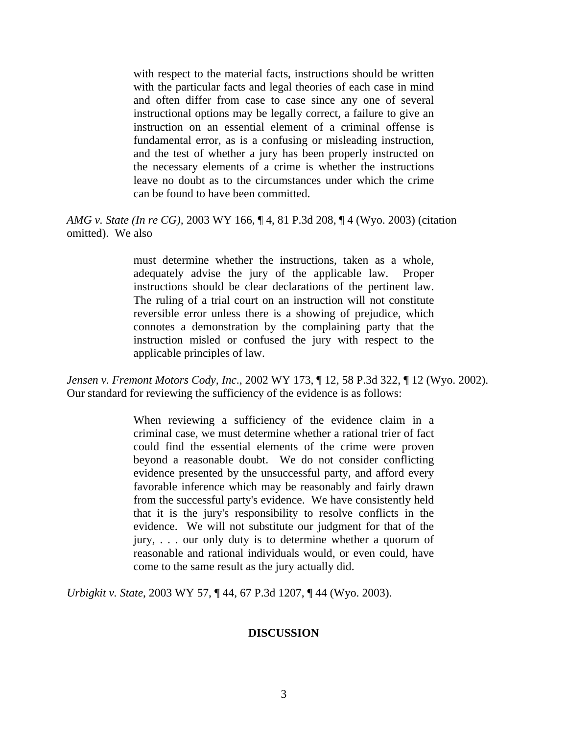> with respect to the material facts, instructions should be written with the particular facts and legal theories of each case in mind and often differ from case to case since any one of several instructional options may be legally correct, a failure to give an instruction on an essential element of a criminal offense is fundamental error, as is a confusing or misleading instruction, and the test of whether a jury has been properly instructed on the necessary elements of a crime is whether the instructions leave no doubt as to the circumstances under which the crime can be found to have been committed.

*AMG v. State (In re CG)*, 2003 WY 166, ¶ 4, 81 P.3d 208, ¶ 4 (Wyo. 2003) (citation omitted). We also

> must determine whether the instructions, taken as a whole, adequately advise the jury of the applicable law. Proper instructions should be clear declarations of the pertinent law. The ruling of a trial court on an instruction will not constitute reversible error unless there is a showing of prejudice, which connotes a demonstration by the complaining party that the instruction misled or confused the jury with respect to the applicable principles of law.

*Jensen v. Fremont Motors Cody, Inc.*, 2002 WY 173, ¶ 12, 58 P.3d 322, ¶ 12 (Wyo. 2002). Our standard for reviewing the sufficiency of the evidence is as follows:

> When reviewing a sufficiency of the evidence claim in a criminal case, we must determine whether a rational trier of fact could find the essential elements of the crime were proven beyond a reasonable doubt. We do not consider conflicting evidence presented by the unsuccessful party, and afford every favorable inference which may be reasonably and fairly drawn from the successful party's evidence. We have consistently held that it is the jury's responsibility to resolve conflicts in the evidence. We will not substitute our judgment for that of the jury, . . . our only duty is to determine whether a quorum of reasonable and rational individuals would, or even could, have come to the same result as the jury actually did.

*Urbigkit v. State*, 2003 WY 57, ¶ 44, 67 P.3d 1207, ¶ 44 (Wyo. 2003).

## DISCUSSION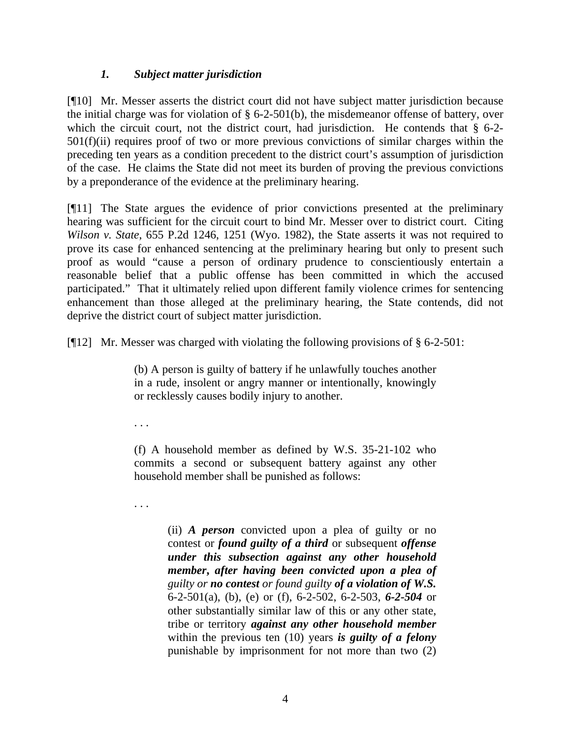### *1. Subject matter jurisdiction*

[¶10] Mr. Messer asserts the district court did not have subject matter jurisdiction because the initial charge was for violation of § 6-2-501(b), the misdemeanor offense of battery, over which the circuit court, not the district court, had jurisdiction. He contends that § 6-2-501(f)(ii) requires proof of two or more previous convictions of similar charges within the preceding ten years as a condition precedent to the district court's assumption of jurisdiction of the case. He claims the State did not meet its burden of proving the previous convictions by a preponderance of the evidence at the preliminary hearing.

[¶11] The State argues the evidence of prior convictions presented at the preliminary hearing was sufficient for the circuit court to bind Mr. Messer over to district court. Citing *Wilson v. State*, 655 P.2d 1246, 1251 (Wyo. 1982), the State asserts it was not required to prove its case for enhanced sentencing at the preliminary hearing but only to present such proof as would "cause a person of ordinary prudence to conscientiously entertain a reasonable belief that a public offense has been committed in which the accused participated." That it ultimately relied upon different family violence crimes for sentencing enhancement than those alleged at the preliminary hearing, the State contends, did not deprive the district court of subject matter jurisdiction.

[¶12] Mr. Messer was charged with violating the following provisions of § 6-2-501:

> (b) A person is guilty of battery if he unlawfully touches another in a rude, insolent or angry manner or intentionally, knowingly or recklessly causes bodily injury to another.
>
> . . .
>
> (f) A household member as defined by W.S. 35-21-102 who commits a second or subsequent battery against any other household member shall be punished as follows:
>
> . . .
>
>> (ii) ***A person*** convicted upon a plea of guilty or no contest or ***found guilty of a third*** or subsequent ***offense under this subsection against any other household member, after having been convicted upon a plea of*** *guilty or* ***no contest*** *or found guilty* ***of a violation of W.S.*** 6-2-501(a), (b), (e) or (f), 6-2-502, 6-2-503, ***6-2-504*** or other substantially similar law of this or any other state, tribe or territory ***against any other household member*** within the previous ten (10) years ***is guilty of a felony*** punishable by imprisonment for not more than two (2)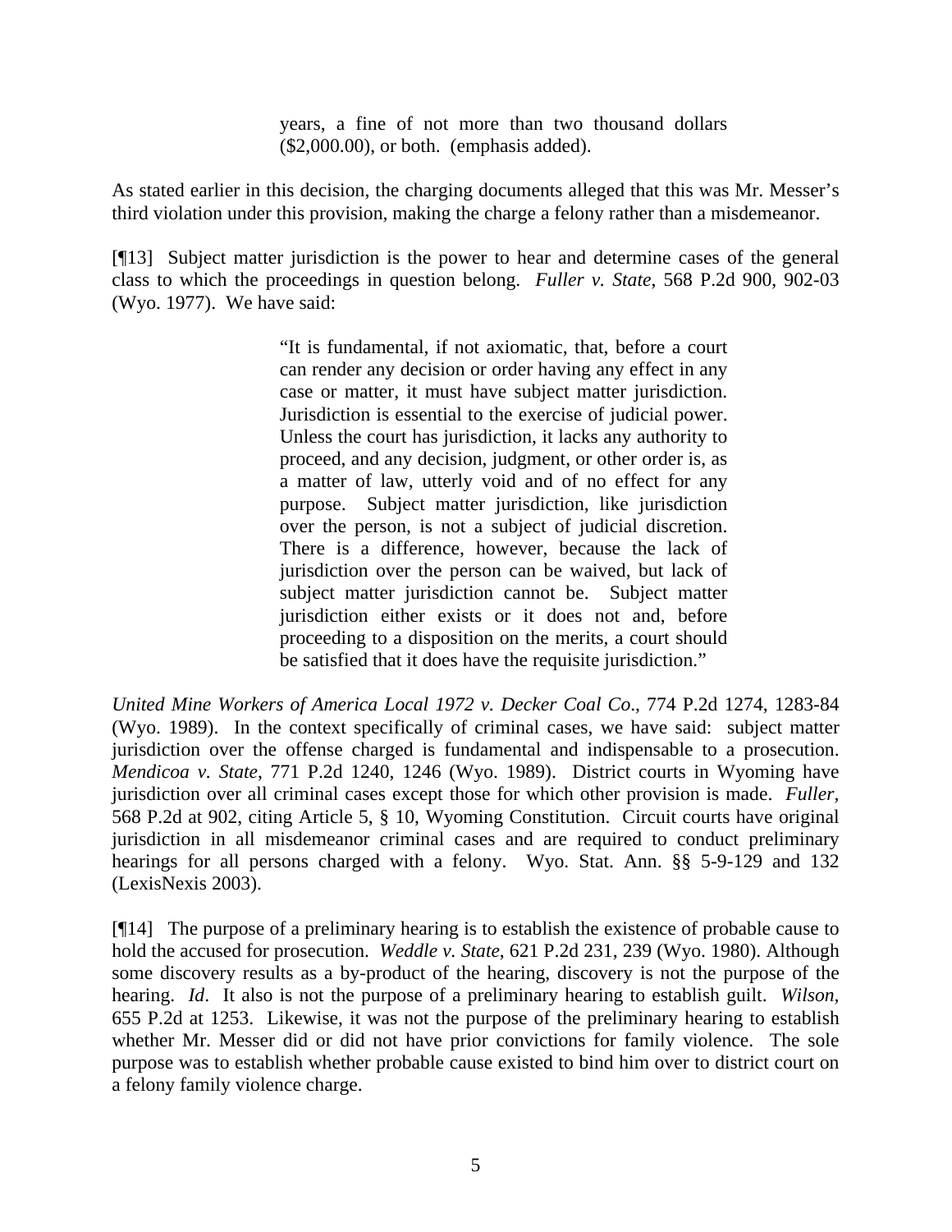> years, a fine of not more than two thousand dollars ($2,000.00), or both. (emphasis added).

As stated earlier in this decision, the charging documents alleged that this was Mr. Messer's third violation under this provision, making the charge a felony rather than a misdemeanor.

[¶13] Subject matter jurisdiction is the power to hear and determine cases of the general class to which the proceedings in question belong. *Fuller v. State*, 568 P.2d 900, 902-03 (Wyo. 1977). We have said:

> "It is fundamental, if not axiomatic, that, before a court can render any decision or order having any effect in any case or matter, it must have subject matter jurisdiction. Jurisdiction is essential to the exercise of judicial power. Unless the court has jurisdiction, it lacks any authority to proceed, and any decision, judgment, or other order is, as a matter of law, utterly void and of no effect for any purpose. Subject matter jurisdiction, like jurisdiction over the person, is not a subject of judicial discretion. There is a difference, however, because the lack of jurisdiction over the person can be waived, but lack of subject matter jurisdiction cannot be. Subject matter jurisdiction either exists or it does not and, before proceeding to a disposition on the merits, a court should be satisfied that it does have the requisite jurisdiction."

*United Mine Workers of America Local 1972 v. Decker Coal Co*., 774 P.2d 1274, 1283-84 (Wyo. 1989). In the context specifically of criminal cases, we have said: subject matter jurisdiction over the offense charged is fundamental and indispensable to a prosecution. *Mendicoa v. State*, 771 P.2d 1240, 1246 (Wyo. 1989). District courts in Wyoming have jurisdiction over all criminal cases except those for which other provision is made. *Fuller,* 568 P.2d at 902, citing Article 5, § 10, Wyoming Constitution. Circuit courts have original jurisdiction in all misdemeanor criminal cases and are required to conduct preliminary hearings for all persons charged with a felony. Wyo. Stat. Ann. §§ 5-9-129 and 132 (LexisNexis 2003).

[¶14] The purpose of a preliminary hearing is to establish the existence of probable cause to hold the accused for prosecution. *Weddle v. State*, 621 P.2d 231, 239 (Wyo. 1980). Although some discovery results as a by-product of the hearing, discovery is not the purpose of the hearing. *Id*. It also is not the purpose of a preliminary hearing to establish guilt. *Wilson*, 655 P.2d at 1253. Likewise, it was not the purpose of the preliminary hearing to establish whether Mr. Messer did or did not have prior convictions for family violence. The sole purpose was to establish whether probable cause existed to bind him over to district court on a felony family violence charge.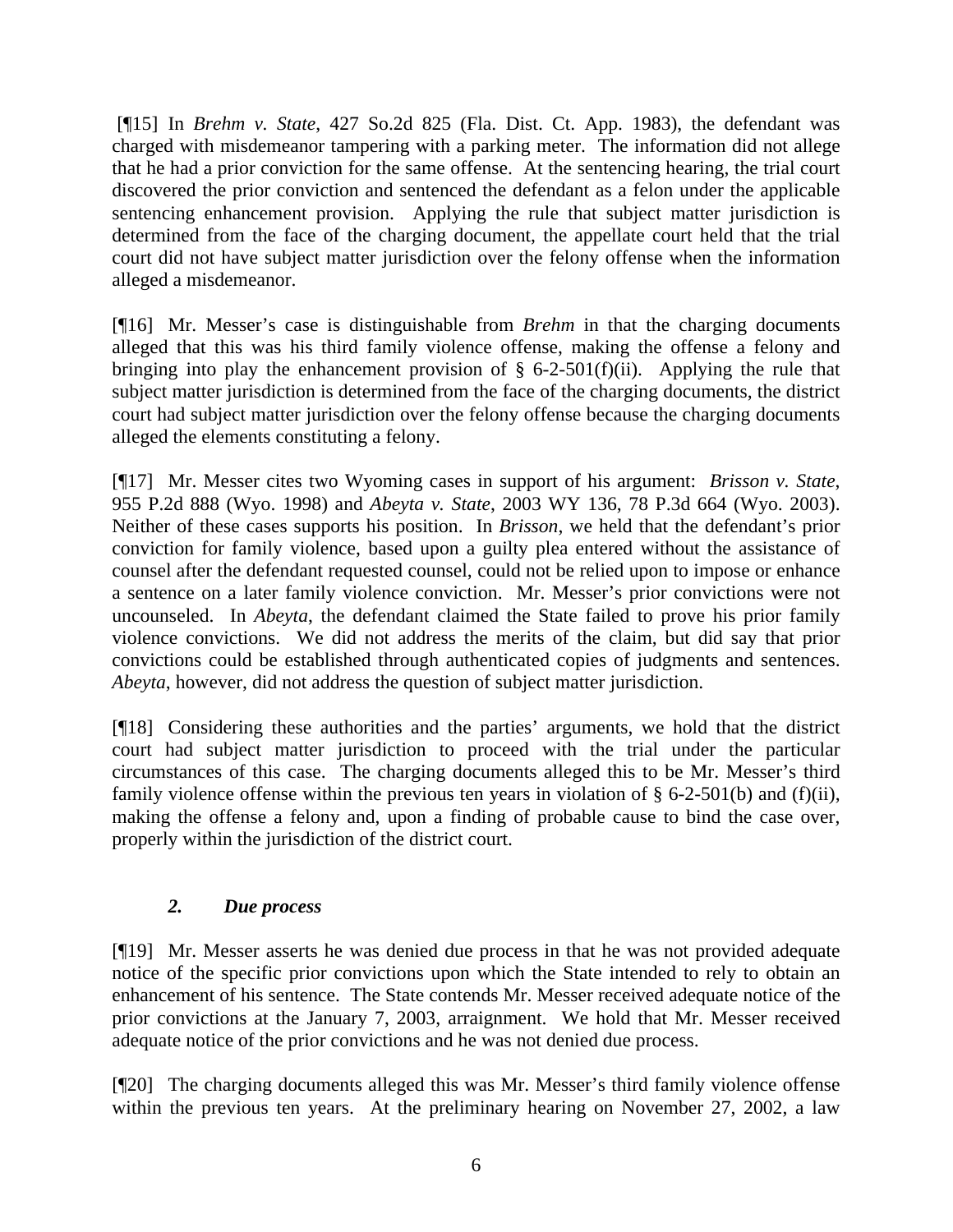[¶15] In *Brehm v. State*, 427 So.2d 825 (Fla. Dist. Ct. App. 1983), the defendant was charged with misdemeanor tampering with a parking meter. The information did not allege that he had a prior conviction for the same offense. At the sentencing hearing, the trial court discovered the prior conviction and sentenced the defendant as a felon under the applicable sentencing enhancement provision. Applying the rule that subject matter jurisdiction is determined from the face of the charging document, the appellate court held that the trial court did not have subject matter jurisdiction over the felony offense when the information alleged a misdemeanor.

[¶16] Mr. Messer's case is distinguishable from *Brehm* in that the charging documents alleged that this was his third family violence offense, making the offense a felony and bringing into play the enhancement provision of § 6-2-501(f)(ii). Applying the rule that subject matter jurisdiction is determined from the face of the charging documents, the district court had subject matter jurisdiction over the felony offense because the charging documents alleged the elements constituting a felony.

[¶17] Mr. Messer cites two Wyoming cases in support of his argument: *Brisson v. State*, 955 P.2d 888 (Wyo. 1998) and *Abeyta v. State*, 2003 WY 136, 78 P.3d 664 (Wyo. 2003). Neither of these cases supports his position. In *Brisson*, we held that the defendant's prior conviction for family violence, based upon a guilty plea entered without the assistance of counsel after the defendant requested counsel, could not be relied upon to impose or enhance a sentence on a later family violence conviction. Mr. Messer's prior convictions were not uncounseled. In *Abeyta*, the defendant claimed the State failed to prove his prior family violence convictions. We did not address the merits of the claim, but did say that prior convictions could be established through authenticated copies of judgments and sentences. *Abeyta*, however, did not address the question of subject matter jurisdiction.

[¶18] Considering these authorities and the parties' arguments, we hold that the district court had subject matter jurisdiction to proceed with the trial under the particular circumstances of this case. The charging documents alleged this to be Mr. Messer's third family violence offense within the previous ten years in violation of § 6-2-501(b) and (f)(ii), making the offense a felony and, upon a finding of probable cause to bind the case over, properly within the jurisdiction of the district court.

### *2. Due process*

[¶19] Mr. Messer asserts he was denied due process in that he was not provided adequate notice of the specific prior convictions upon which the State intended to rely to obtain an enhancement of his sentence. The State contends Mr. Messer received adequate notice of the prior convictions at the January 7, 2003, arraignment. We hold that Mr. Messer received adequate notice of the prior convictions and he was not denied due process.

[¶20] The charging documents alleged this was Mr. Messer's third family violence offense within the previous ten years. At the preliminary hearing on November 27, 2002, a law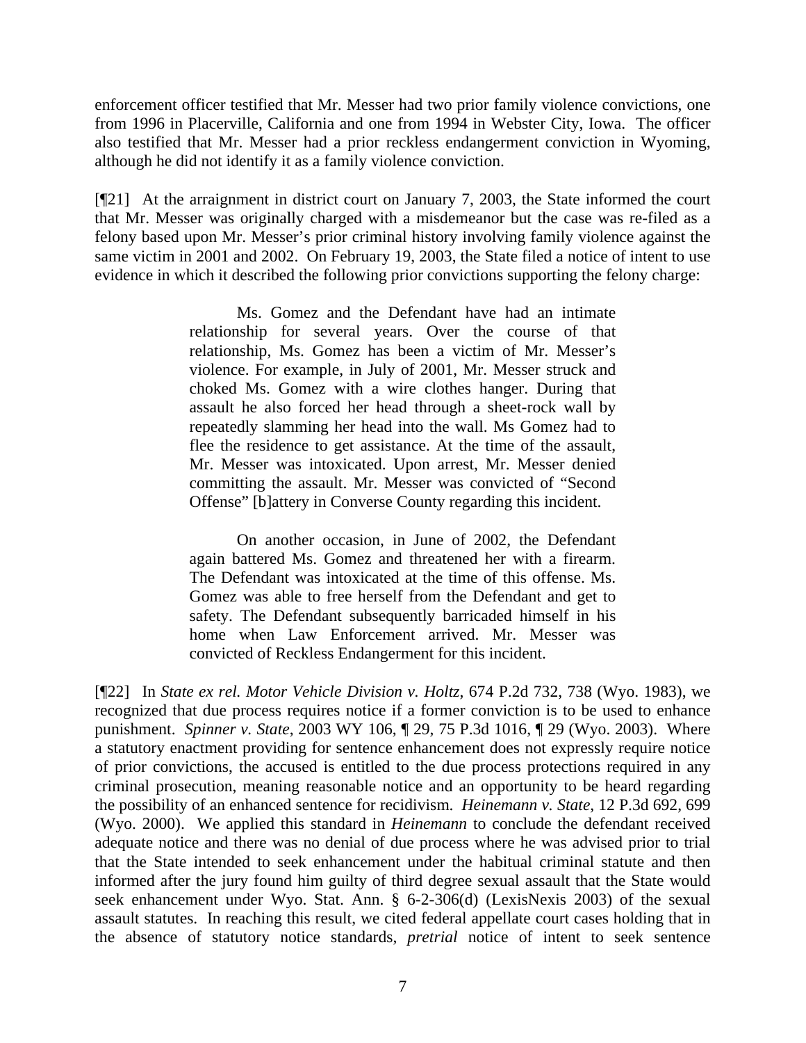enforcement officer testified that Mr. Messer had two prior family violence convictions, one from 1996 in Placerville, California and one from 1994 in Webster City, Iowa. The officer also testified that Mr. Messer had a prior reckless endangerment conviction in Wyoming, although he did not identify it as a family violence conviction.

[¶21] At the arraignment in district court on January 7, 2003, the State informed the court that Mr. Messer was originally charged with a misdemeanor but the case was re-filed as a felony based upon Mr. Messer's prior criminal history involving family violence against the same victim in 2001 and 2002. On February 19, 2003, the State filed a notice of intent to use evidence in which it described the following prior convictions supporting the felony charge:

> Ms. Gomez and the Defendant have had an intimate relationship for several years. Over the course of that relationship, Ms. Gomez has been a victim of Mr. Messer's violence. For example, in July of 2001, Mr. Messer struck and choked Ms. Gomez with a wire clothes hanger. During that assault he also forced her head through a sheet-rock wall by repeatedly slamming her head into the wall. Ms Gomez had to flee the residence to get assistance. At the time of the assault, Mr. Messer was intoxicated. Upon arrest, Mr. Messer denied committing the assault. Mr. Messer was convicted of "Second Offense" [b]attery in Converse County regarding this incident.
>
> On another occasion, in June of 2002, the Defendant again battered Ms. Gomez and threatened her with a firearm. The Defendant was intoxicated at the time of this offense. Ms. Gomez was able to free herself from the Defendant and get to safety. The Defendant subsequently barricaded himself in his home when Law Enforcement arrived. Mr. Messer was convicted of Reckless Endangerment for this incident.

[¶22] In *State ex rel. Motor Vehicle Division v. Holtz*, 674 P.2d 732, 738 (Wyo. 1983), we recognized that due process requires notice if a former conviction is to be used to enhance punishment. *Spinner v. State*, 2003 WY 106, ¶ 29, 75 P.3d 1016, ¶ 29 (Wyo. 2003). Where a statutory enactment providing for sentence enhancement does not expressly require notice of prior convictions, the accused is entitled to the due process protections required in any criminal prosecution, meaning reasonable notice and an opportunity to be heard regarding the possibility of an enhanced sentence for recidivism. *Heinemann v. State*, 12 P.3d 692, 699 (Wyo. 2000). We applied this standard in *Heinemann* to conclude the defendant received adequate notice and there was no denial of due process where he was advised prior to trial that the State intended to seek enhancement under the habitual criminal statute and then informed after the jury found him guilty of third degree sexual assault that the State would seek enhancement under Wyo. Stat. Ann. § 6-2-306(d) (LexisNexis 2003) of the sexual assault statutes. In reaching this result, we cited federal appellate court cases holding that in the absence of statutory notice standards, *pretrial* notice of intent to seek sentence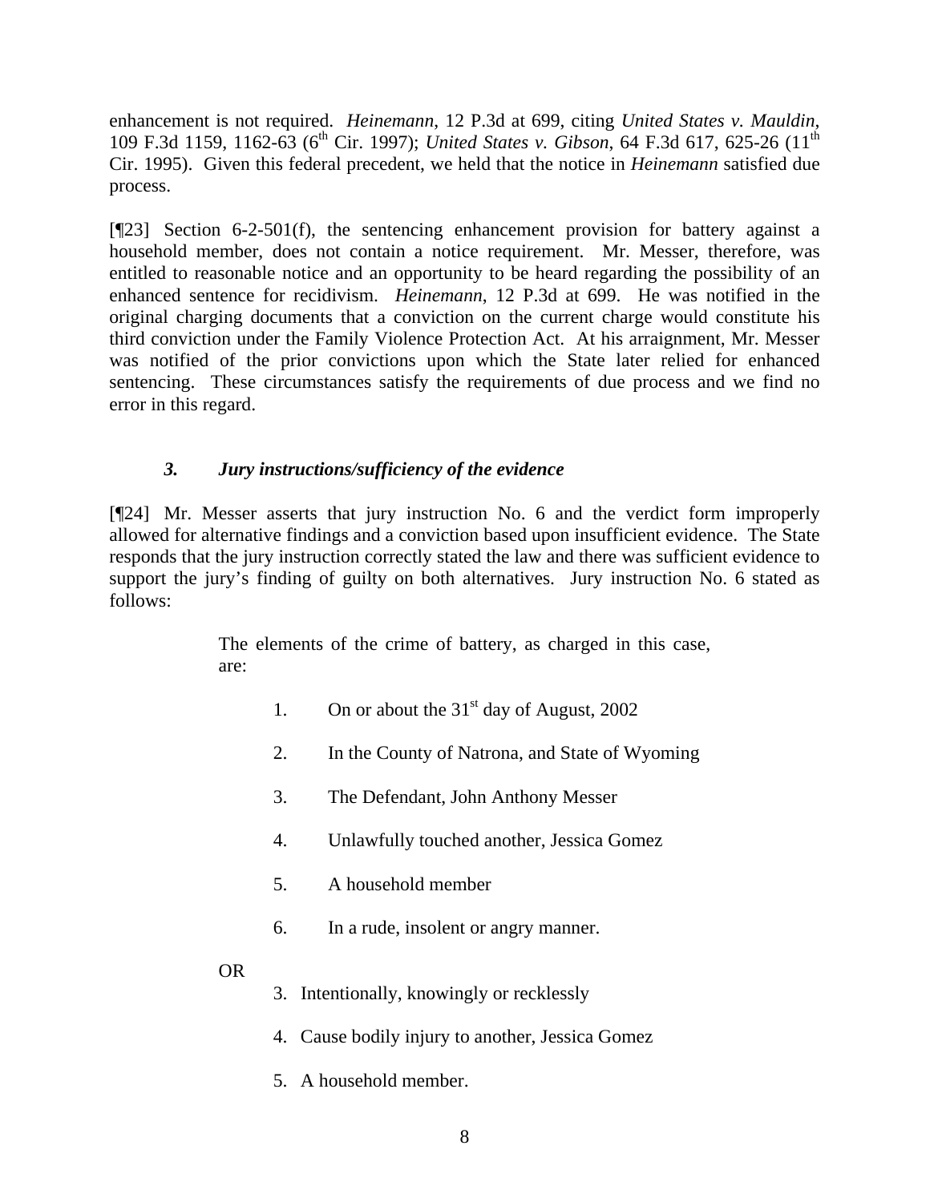enhancement is not required. *Heinemann*, 12 P.3d at 699, citing *United States v. Mauldin*, 109 F.3d 1159, 1162-63 (6th Cir. 1997); *United States v. Gibson*, 64 F.3d 617, 625-26 (11th Cir. 1995). Given this federal precedent, we held that the notice in *Heinemann* satisfied due process.

[¶23] Section 6-2-501(f), the sentencing enhancement provision for battery against a household member, does not contain a notice requirement. Mr. Messer, therefore, was entitled to reasonable notice and an opportunity to be heard regarding the possibility of an enhanced sentence for recidivism. *Heinemann*, 12 P.3d at 699. He was notified in the original charging documents that a conviction on the current charge would constitute his third conviction under the Family Violence Protection Act. At his arraignment, Mr. Messer was notified of the prior convictions upon which the State later relied for enhanced sentencing. These circumstances satisfy the requirements of due process and we find no error in this regard.

### *3. Jury instructions/sufficiency of the evidence*

[¶24] Mr. Messer asserts that jury instruction No. 6 and the verdict form improperly allowed for alternative findings and a conviction based upon insufficient evidence. The State responds that the jury instruction correctly stated the law and there was sufficient evidence to support the jury's finding of guilty on both alternatives. Jury instruction No. 6 stated as follows:

> The elements of the crime of battery, as charged in this case, are:
>
> 1. On or about the 31st day of August, 2002
> 2. In the County of Natrona, and State of Wyoming
> 3. The Defendant, John Anthony Messer
> 4. Unlawfully touched another, Jessica Gomez
> 5. A household member
> 6. In a rude, insolent or angry manner.
>
> OR
>
> 3. Intentionally, knowingly or recklessly
> 4. Cause bodily injury to another, Jessica Gomez
> 5. A household member.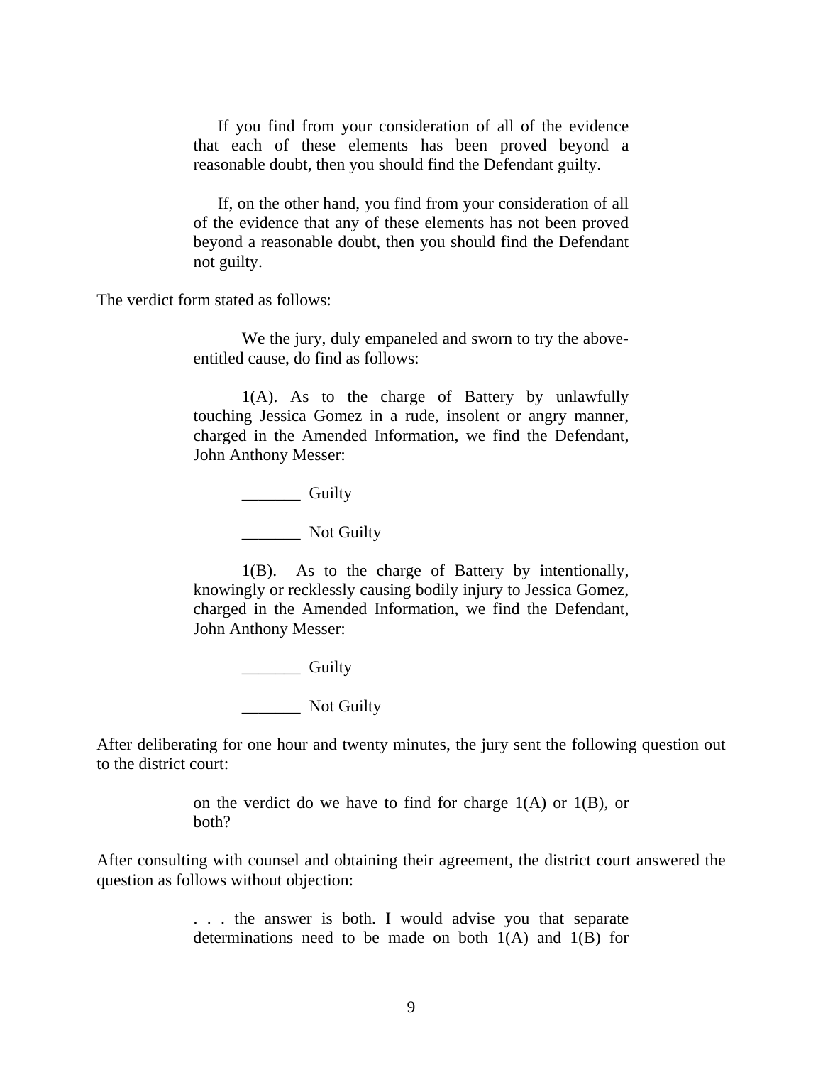> If you find from your consideration of all of the evidence that each of these elements has been proved beyond a reasonable doubt, then you should find the Defendant guilty.
>
> If, on the other hand, you find from your consideration of all of the evidence that any of these elements has not been proved beyond a reasonable doubt, then you should find the Defendant not guilty.

The verdict form stated as follows:

> We the jury, duly empaneled and sworn to try the above-entitled cause, do find as follows:
>
> 1(A). As to the charge of Battery by unlawfully touching Jessica Gomez in a rude, insolent or angry manner, charged in the Amended Information, we find the Defendant, John Anthony Messer:
>
> _______ Guilty
>
> _______ Not Guilty
>
> 1(B). As to the charge of Battery by intentionally, knowingly or recklessly causing bodily injury to Jessica Gomez, charged in the Amended Information, we find the Defendant, John Anthony Messer:
>
> _______ Guilty
>
> _______ Not Guilty

After deliberating for one hour and twenty minutes, the jury sent the following question out to the district court:

> on the verdict do we have to find for charge 1(A) or 1(B), or both?

After consulting with counsel and obtaining their agreement, the district court answered the question as follows without objection:

> . . . the answer is both. I would advise you that separate determinations need to be made on both 1(A) and 1(B) for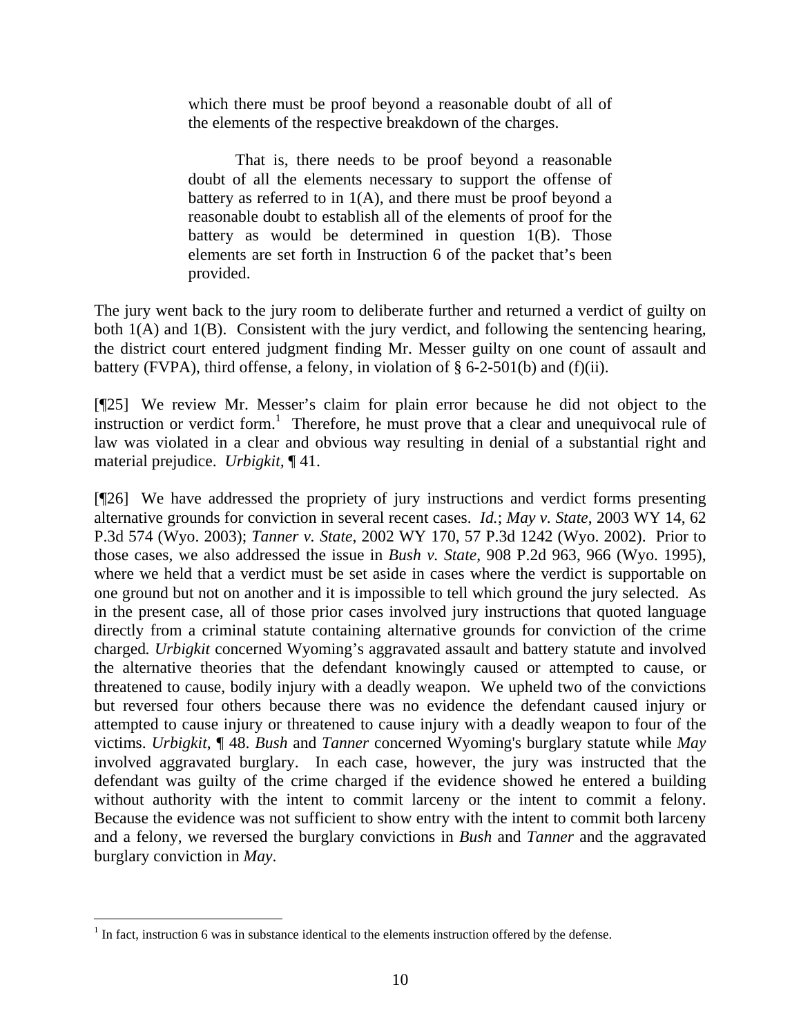> which there must be proof beyond a reasonable doubt of all of the elements of the respective breakdown of the charges.
>
> That is, there needs to be proof beyond a reasonable doubt of all the elements necessary to support the offense of battery as referred to in 1(A), and there must be proof beyond a reasonable doubt to establish all of the elements of proof for the battery as would be determined in question 1(B). Those elements are set forth in Instruction 6 of the packet that's been provided.

The jury went back to the jury room to deliberate further and returned a verdict of guilty on both 1(A) and 1(B). Consistent with the jury verdict, and following the sentencing hearing, the district court entered judgment finding Mr. Messer guilty on one count of assault and battery (FVPA), third offense, a felony, in violation of § 6-2-501(b) and (f)(ii).

[¶25] We review Mr. Messer's claim for plain error because he did not object to the instruction or verdict form.[1] Therefore, he must prove that a clear and unequivocal rule of law was violated in a clear and obvious way resulting in denial of a substantial right and material prejudice. *Urbigkit*, ¶ 41.

[¶26] We have addressed the propriety of jury instructions and verdict forms presenting alternative grounds for conviction in several recent cases. *Id.*; *May v. State*, 2003 WY 14, 62 P.3d 574 (Wyo. 2003); *Tanner v. State*, 2002 WY 170, 57 P.3d 1242 (Wyo. 2002). Prior to those cases, we also addressed the issue in *Bush v. State*, 908 P.2d 963, 966 (Wyo. 1995), where we held that a verdict must be set aside in cases where the verdict is supportable on one ground but not on another and it is impossible to tell which ground the jury selected. As in the present case, all of those prior cases involved jury instructions that quoted language directly from a criminal statute containing alternative grounds for conviction of the crime charged. *Urbigkit* concerned Wyoming's aggravated assault and battery statute and involved the alternative theories that the defendant knowingly caused or attempted to cause, or threatened to cause, bodily injury with a deadly weapon. We upheld two of the convictions but reversed four others because there was no evidence the defendant caused injury or attempted to cause injury or threatened to cause injury with a deadly weapon to four of the victims. *Urbigkit*, ¶ 48. *Bush* and *Tanner* concerned Wyoming's burglary statute while *May* involved aggravated burglary. In each case, however, the jury was instructed that the defendant was guilty of the crime charged if the evidence showed he entered a building without authority with the intent to commit larceny or the intent to commit a felony. Because the evidence was not sufficient to show entry with the intent to commit both larceny and a felony, we reversed the burglary convictions in *Bush* and *Tanner* and the aggravated burglary conviction in *May*.

---

[1] In fact, instruction 6 was in substance identical to the elements instruction offered by the defense.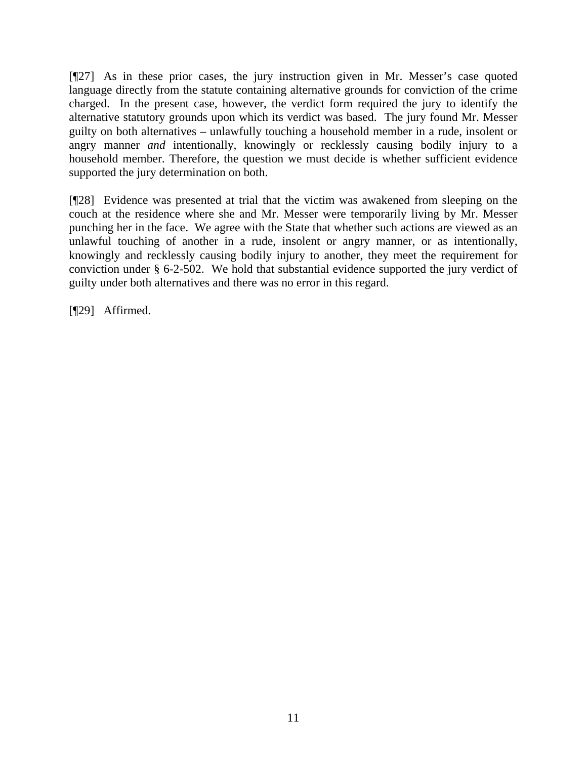[¶27] As in these prior cases, the jury instruction given in Mr. Messer's case quoted language directly from the statute containing alternative grounds for conviction of the crime charged. In the present case, however, the verdict form required the jury to identify the alternative statutory grounds upon which its verdict was based. The jury found Mr. Messer guilty on both alternatives – unlawfully touching a household member in a rude, insolent or angry manner *and* intentionally, knowingly or recklessly causing bodily injury to a household member. Therefore, the question we must decide is whether sufficient evidence supported the jury determination on both.

[¶28] Evidence was presented at trial that the victim was awakened from sleeping on the couch at the residence where she and Mr. Messer were temporarily living by Mr. Messer punching her in the face. We agree with the State that whether such actions are viewed as an unlawful touching of another in a rude, insolent or angry manner, or as intentionally, knowingly and recklessly causing bodily injury to another, they meet the requirement for conviction under § 6-2-502. We hold that substantial evidence supported the jury verdict of guilty under both alternatives and there was no error in this regard.

[¶29] Affirmed.